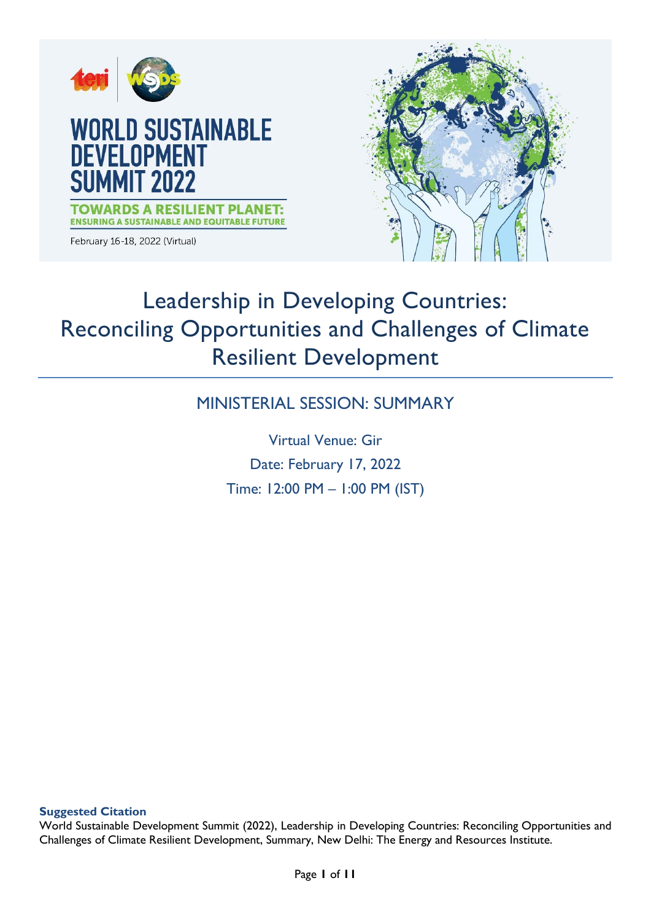# WORLD SUSTAINABLE DEVELOPMENT SUMMIT 2022

**TOWARDS A RESILIENT PLANET: ENSURING A SUSTAINABLE AND EQUITABLE FUTURE**

February 16-18, 2022 (Virtual)

# Leadership in Developing Countries: Reconciling Opportunities and Challenges of Climate Resilient Development

## MINISTERIAL SESSION: SUMMARY

Virtual Venue: Gir

Date: February 17, 2022

Time: 12:00 PM – 1:00 PM (IST)

**Suggested Citation**

World Sustainable Development Summit (2022), Leadership in Developing Countries: Reconciling Opportunities and Challenges of Climate Resilient Development, Summary, New Delhi: The Energy and Resources Institute.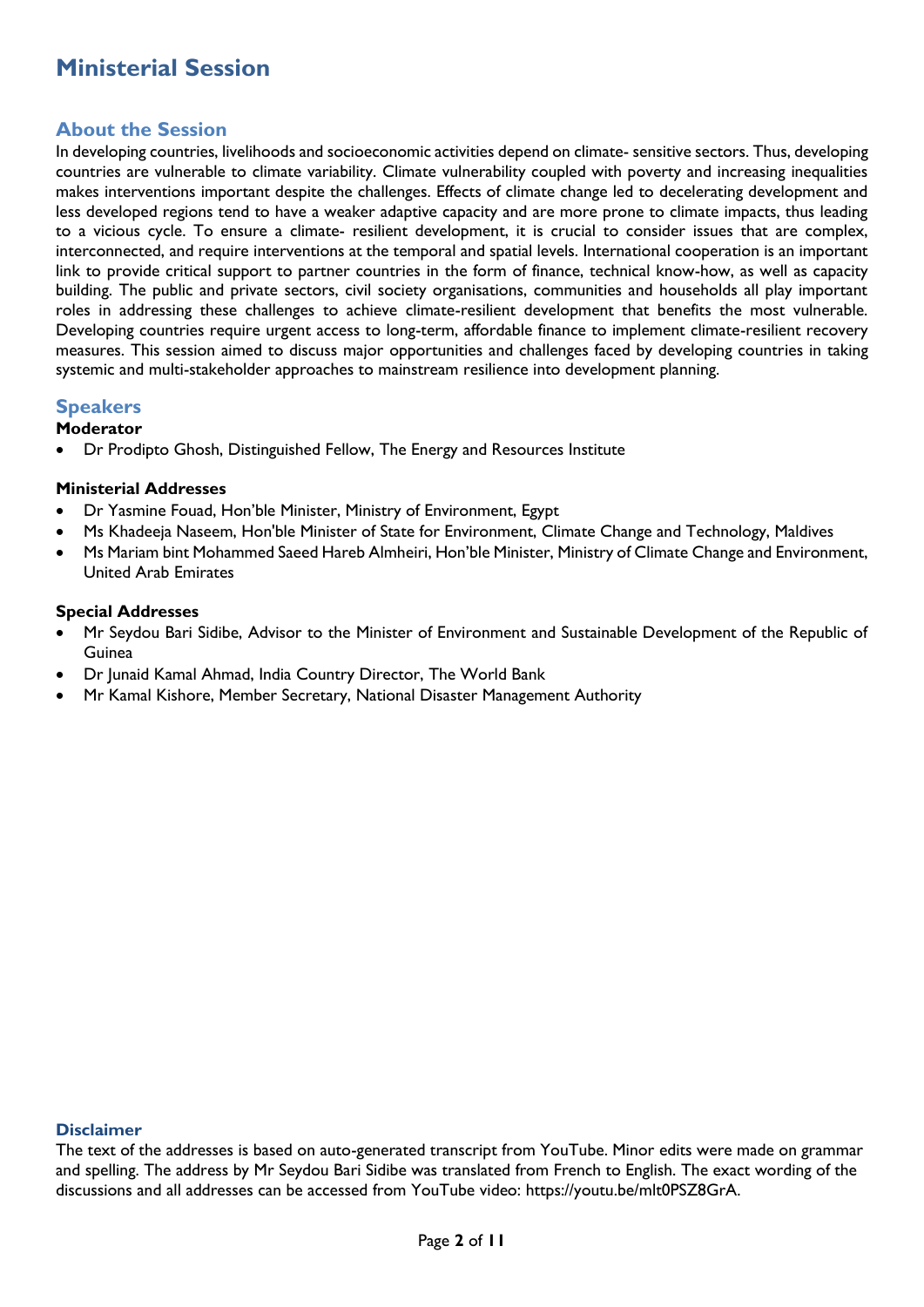# Ministerial Session

## About the Session

In developing countries, livelihoods and socioeconomic activities depend on climate- sensitive sectors. Thus, developing countries are vulnerable to climate variability. Climate vulnerability coupled with poverty and increasing inequalities makes interventions important despite the challenges. Effects of climate change led to decelerating development and less developed regions tend to have a weaker adaptive capacity and are more prone to climate impacts, thus leading to a vicious cycle. To ensure a climate- resilient development, it is crucial to consider issues that are complex, interconnected, and require interventions at the temporal and spatial levels. International cooperation is an important link to provide critical support to partner countries in the form of finance, technical know-how, as well as capacity building. The public and private sectors, civil society organisations, communities and households all play important roles in addressing these challenges to achieve climate-resilient development that benefits the most vulnerable. Developing countries require urgent access to long-term, affordable finance to implement climate-resilient recovery measures. This session aimed to discuss major opportunities and challenges faced by developing countries in taking systemic and multi-stakeholder approaches to mainstream resilience into development planning.

## Speakers

**Moderator**

- Dr Prodipto Ghosh, Distinguished Fellow, The Energy and Resources Institute

**Ministerial Addresses**

- Dr Yasmine Fouad, Hon'ble Minister, Ministry of Environment, Egypt
- Ms Khadeeja Naseem, Hon'ble Minister of State for Environment, Climate Change and Technology, Maldives
- Ms Mariam bint Mohammed Saeed Hareb Almheiri, Hon'ble Minister, Ministry of Climate Change and Environment, United Arab Emirates

**Special Addresses**

- Mr Seydou Bari Sidibe, Advisor to the Minister of Environment and Sustainable Development of the Republic of Guinea
- Dr Junaid Kamal Ahmad, India Country Director, The World Bank
- Mr Kamal Kishore, Member Secretary, National Disaster Management Authority

### Disclaimer

The text of the addresses is based on auto-generated transcript from YouTube. Minor edits were made on grammar and spelling. The address by Mr Seydou Bari Sidibe was translated from French to English. The exact wording of the discussions and all addresses can be accessed from YouTube video: https://youtu.be/mlt0PSZ8GrA.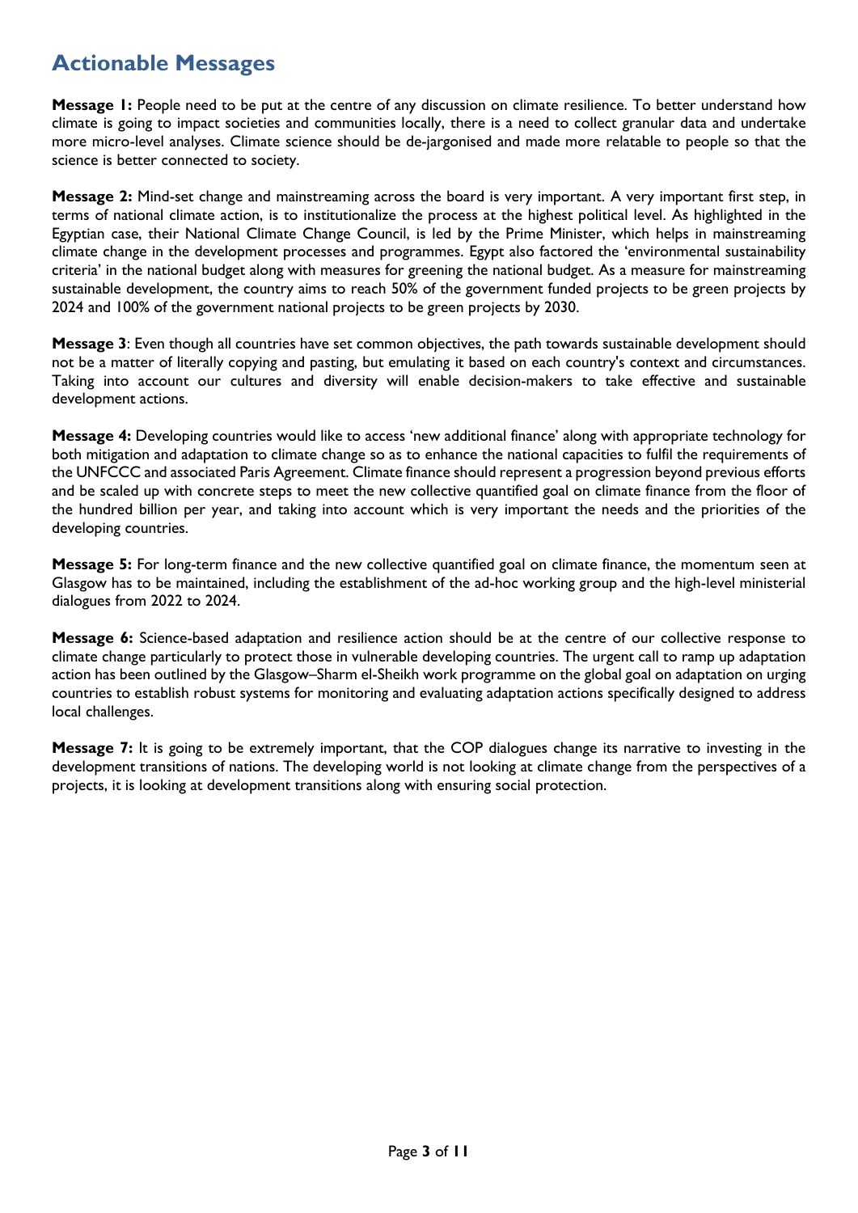## Actionable Messages

**Message 1:** People need to be put at the centre of any discussion on climate resilience. To better understand how climate is going to impact societies and communities locally, there is a need to collect granular data and undertake more micro-level analyses. Climate science should be de-jargonised and made more relatable to people so that the science is better connected to society.

**Message 2:** Mind-set change and mainstreaming across the board is very important. A very important first step, in terms of national climate action, is to institutionalize the process at the highest political level. As highlighted in the Egyptian case, their National Climate Change Council, is led by the Prime Minister, which helps in mainstreaming climate change in the development processes and programmes. Egypt also factored the 'environmental sustainability criteria' in the national budget along with measures for greening the national budget. As a measure for mainstreaming sustainable development, the country aims to reach 50% of the government funded projects to be green projects by 2024 and 100% of the government national projects to be green projects by 2030.

**Message 3**: Even though all countries have set common objectives, the path towards sustainable development should not be a matter of literally copying and pasting, but emulating it based on each country's context and circumstances. Taking into account our cultures and diversity will enable decision-makers to take effective and sustainable development actions.

**Message 4:** Developing countries would like to access 'new additional finance' along with appropriate technology for both mitigation and adaptation to climate change so as to enhance the national capacities to fulfil the requirements of the UNFCCC and associated Paris Agreement. Climate finance should represent a progression beyond previous efforts and be scaled up with concrete steps to meet the new collective quantified goal on climate finance from the floor of the hundred billion per year, and taking into account which is very important the needs and the priorities of the developing countries.

**Message 5:** For long-term finance and the new collective quantified goal on climate finance, the momentum seen at Glasgow has to be maintained, including the establishment of the ad-hoc working group and the high-level ministerial dialogues from 2022 to 2024.

**Message 6:** Science-based adaptation and resilience action should be at the centre of our collective response to climate change particularly to protect those in vulnerable developing countries. The urgent call to ramp up adaptation action has been outlined by the Glasgow–Sharm el-Sheikh work programme on the global goal on adaptation on urging countries to establish robust systems for monitoring and evaluating adaptation actions specifically designed to address local challenges.

**Message 7:** It is going to be extremely important, that the COP dialogues change its narrative to investing in the development transitions of nations. The developing world is not looking at climate change from the perspectives of a projects, it is looking at development transitions along with ensuring social protection.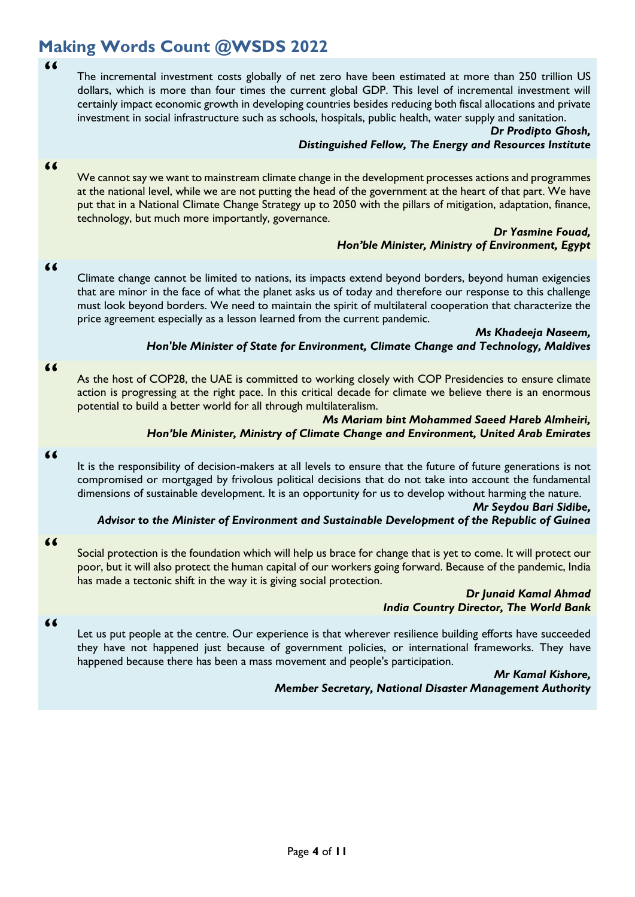## Making Words Count @WSDS 2022

"

The incremental investment costs globally of net zero have been estimated at more than 250 trillion US dollars, which is more than four times the current global GDP. This level of incremental investment will certainly impact economic growth in developing countries besides reducing both fiscal allocations and private investment in social infrastructure such as schools, hospitals, public health, water supply and sanitation.

***Dr Prodipto Ghosh,***
***Distinguished Fellow, The Energy and Resources Institute***

"

We cannot say we want to mainstream climate change in the development processes actions and programmes at the national level, while we are not putting the head of the government at the heart of that part. We have put that in a National Climate Change Strategy up to 2050 with the pillars of mitigation, adaptation, finance, technology, but much more importantly, governance.

***Dr Yasmine Fouad,***
***Hon'ble Minister, Ministry of Environment, Egypt***

"

Climate change cannot be limited to nations, its impacts extend beyond borders, beyond human exigencies that are minor in the face of what the planet asks us of today and therefore our response to this challenge must look beyond borders. We need to maintain the spirit of multilateral cooperation that characterize the price agreement especially as a lesson learned from the current pandemic.

***Ms Khadeeja Naseem,***
***Hon'ble Minister of State for Environment, Climate Change and Technology, Maldives***

"

As the host of COP28, the UAE is committed to working closely with COP Presidencies to ensure climate action is progressing at the right pace. In this critical decade for climate we believe there is an enormous potential to build a better world for all through multilateralism.

***Ms Mariam bint Mohammed Saeed Hareb Almheiri,***
***Hon'ble Minister, Ministry of Climate Change and Environment, United Arab Emirates***

"

It is the responsibility of decision-makers at all levels to ensure that the future of future generations is not compromised or mortgaged by frivolous political decisions that do not take into account the fundamental dimensions of sustainable development. It is an opportunity for us to develop without harming the nature.

***Mr Seydou Bari Sidibe,***
***Advisor to the Minister of Environment and Sustainable Development of the Republic of Guinea***

"

Social protection is the foundation which will help us brace for change that is yet to come. It will protect our poor, but it will also protect the human capital of our workers going forward. Because of the pandemic, India has made a tectonic shift in the way it is giving social protection.

***Dr Junaid Kamal Ahmad***
***India Country Director, The World Bank***

"

Let us put people at the centre. Our experience is that wherever resilience building efforts have succeeded they have not happened just because of government policies, or international frameworks. They have happened because there has been a mass movement and people's participation.

***Mr Kamal Kishore,***
***Member Secretary, National Disaster Management Authority***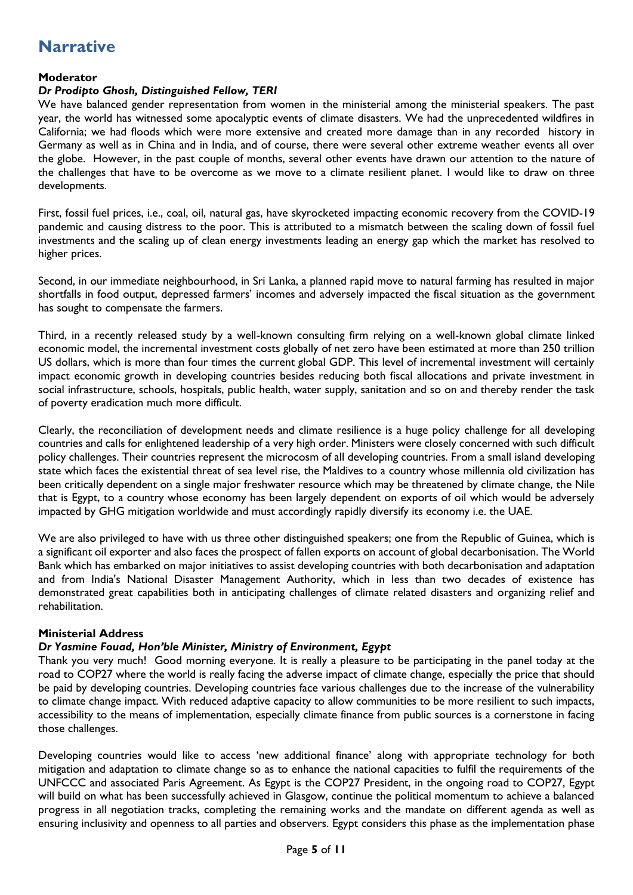# Narrative

**Moderator**

***Dr Prodipto Ghosh, Distinguished Fellow, TERI***

We have balanced gender representation from women in the ministerial among the ministerial speakers. The past year, the world has witnessed some apocalyptic events of climate disasters. We had the unprecedented wildfires in California; we had floods which were more extensive and created more damage than in any recorded history in Germany as well as in China and in India, and of course, there were several other extreme weather events all over the globe. However, in the past couple of months, several other events have drawn our attention to the nature of the challenges that have to be overcome as we move to a climate resilient planet. I would like to draw on three developments.

First, fossil fuel prices, i.e., coal, oil, natural gas, have skyrocketed impacting economic recovery from the COVID-19 pandemic and causing distress to the poor. This is attributed to a mismatch between the scaling down of fossil fuel investments and the scaling up of clean energy investments leading an energy gap which the market has resolved to higher prices.

Second, in our immediate neighbourhood, in Sri Lanka, a planned rapid move to natural farming has resulted in major shortfalls in food output, depressed farmers' incomes and adversely impacted the fiscal situation as the government has sought to compensate the farmers.

Third, in a recently released study by a well-known consulting firm relying on a well-known global climate linked economic model, the incremental investment costs globally of net zero have been estimated at more than 250 trillion US dollars, which is more than four times the current global GDP. This level of incremental investment will certainly impact economic growth in developing countries besides reducing both fiscal allocations and private investment in social infrastructure, schools, hospitals, public health, water supply, sanitation and so on and thereby render the task of poverty eradication much more difficult.

Clearly, the reconciliation of development needs and climate resilience is a huge policy challenge for all developing countries and calls for enlightened leadership of a very high order. Ministers were closely concerned with such difficult policy challenges. Their countries represent the microcosm of all developing countries. From a small island developing state which faces the existential threat of sea level rise, the Maldives to a country whose millennia old civilization has been critically dependent on a single major freshwater resource which may be threatened by climate change, the Nile that is Egypt, to a country whose economy has been largely dependent on exports of oil which would be adversely impacted by GHG mitigation worldwide and must accordingly rapidly diversify its economy i.e. the UAE.

We are also privileged to have with us three other distinguished speakers; one from the Republic of Guinea, which is a significant oil exporter and also faces the prospect of fallen exports on account of global decarbonisation. The World Bank which has embarked on major initiatives to assist developing countries with both decarbonisation and adaptation and from India's National Disaster Management Authority, which in less than two decades of existence has demonstrated great capabilities both in anticipating challenges of climate related disasters and organizing relief and rehabilitation.

**Ministerial Address**

***Dr Yasmine Fouad, Hon'ble Minister, Ministry of Environment, Egypt***

Thank you very much! Good morning everyone. It is really a pleasure to be participating in the panel today at the road to COP27 where the world is really facing the adverse impact of climate change, especially the price that should be paid by developing countries. Developing countries face various challenges due to the increase of the vulnerability to climate change impact. With reduced adaptive capacity to allow communities to be more resilient to such impacts, accessibility to the means of implementation, especially climate finance from public sources is a cornerstone in facing those challenges.

Developing countries would like to access 'new additional finance' along with appropriate technology for both mitigation and adaptation to climate change so as to enhance the national capacities to fulfil the requirements of the UNFCCC and associated Paris Agreement. As Egypt is the COP27 President, in the ongoing road to COP27, Egypt will build on what has been successfully achieved in Glasgow, continue the political momentum to achieve a balanced progress in all negotiation tracks, completing the remaining works and the mandate on different agenda as well as ensuring inclusivity and openness to all parties and observers. Egypt considers this phase as the implementation phase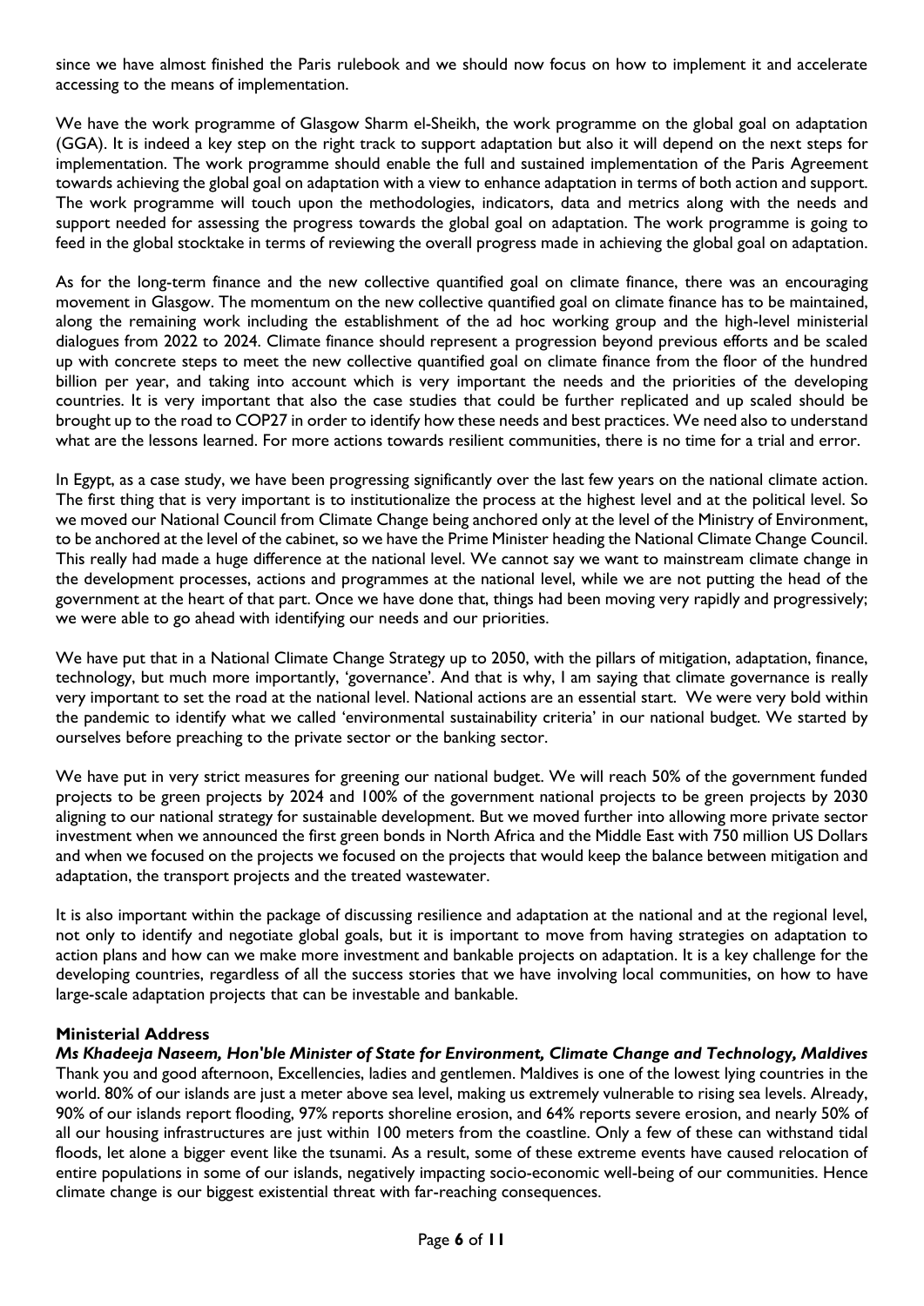since we have almost finished the Paris rulebook and we should now focus on how to implement it and accelerate accessing to the means of implementation.

We have the work programme of Glasgow Sharm el-Sheikh, the work programme on the global goal on adaptation (GGA). It is indeed a key step on the right track to support adaptation but also it will depend on the next steps for implementation. The work programme should enable the full and sustained implementation of the Paris Agreement towards achieving the global goal on adaptation with a view to enhance adaptation in terms of both action and support. The work programme will touch upon the methodologies, indicators, data and metrics along with the needs and support needed for assessing the progress towards the global goal on adaptation. The work programme is going to feed in the global stocktake in terms of reviewing the overall progress made in achieving the global goal on adaptation.

As for the long-term finance and the new collective quantified goal on climate finance, there was an encouraging movement in Glasgow. The momentum on the new collective quantified goal on climate finance has to be maintained, along the remaining work including the establishment of the ad hoc working group and the high-level ministerial dialogues from 2022 to 2024. Climate finance should represent a progression beyond previous efforts and be scaled up with concrete steps to meet the new collective quantified goal on climate finance from the floor of the hundred billion per year, and taking into account which is very important the needs and the priorities of the developing countries. It is very important that also the case studies that could be further replicated and up scaled should be brought up to the road to COP27 in order to identify how these needs and best practices. We need also to understand what are the lessons learned. For more actions towards resilient communities, there is no time for a trial and error.

In Egypt, as a case study, we have been progressing significantly over the last few years on the national climate action. The first thing that is very important is to institutionalize the process at the highest level and at the political level. So we moved our National Council from Climate Change being anchored only at the level of the Ministry of Environment, to be anchored at the level of the cabinet, so we have the Prime Minister heading the National Climate Change Council. This really had made a huge difference at the national level. We cannot say we want to mainstream climate change in the development processes, actions and programmes at the national level, while we are not putting the head of the government at the heart of that part. Once we have done that, things had been moving very rapidly and progressively; we were able to go ahead with identifying our needs and our priorities.

We have put that in a National Climate Change Strategy up to 2050, with the pillars of mitigation, adaptation, finance, technology, but much more importantly, 'governance'. And that is why, I am saying that climate governance is really very important to set the road at the national level. National actions are an essential start. We were very bold within the pandemic to identify what we called 'environmental sustainability criteria' in our national budget. We started by ourselves before preaching to the private sector or the banking sector.

We have put in very strict measures for greening our national budget. We will reach 50% of the government funded projects to be green projects by 2024 and 100% of the government national projects to be green projects by 2030 aligning to our national strategy for sustainable development. But we moved further into allowing more private sector investment when we announced the first green bonds in North Africa and the Middle East with 750 million US Dollars and when we focused on the projects we focused on the projects that would keep the balance between mitigation and adaptation, the transport projects and the treated wastewater.

It is also important within the package of discussing resilience and adaptation at the national and at the regional level, not only to identify and negotiate global goals, but it is important to move from having strategies on adaptation to action plans and how can we make more investment and bankable projects on adaptation. It is a key challenge for the developing countries, regardless of all the success stories that we have involving local communities, on how to have large-scale adaptation projects that can be investable and bankable.

**Ministerial Address**

***Ms Khadeeja Naseem, Hon'ble Minister of State for Environment, Climate Change and Technology, Maldives***

Thank you and good afternoon, Excellencies, ladies and gentlemen. Maldives is one of the lowest lying countries in the world. 80% of our islands are just a meter above sea level, making us extremely vulnerable to rising sea levels. Already, 90% of our islands report flooding, 97% reports shoreline erosion, and 64% reports severe erosion, and nearly 50% of all our housing infrastructures are just within 100 meters from the coastline. Only a few of these can withstand tidal floods, let alone a bigger event like the tsunami. As a result, some of these extreme events have caused relocation of entire populations in some of our islands, negatively impacting socio-economic well-being of our communities. Hence climate change is our biggest existential threat with far-reaching consequences.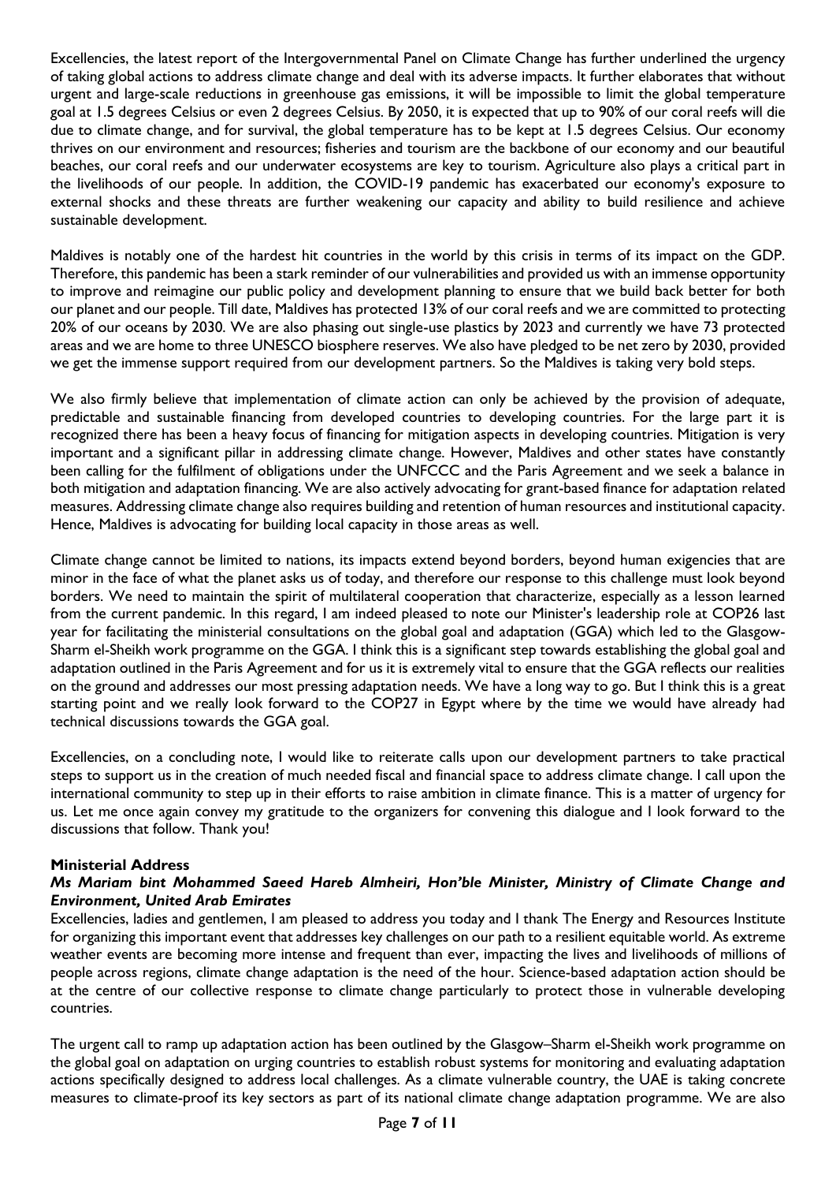Excellencies, the latest report of the Intergovernmental Panel on Climate Change has further underlined the urgency of taking global actions to address climate change and deal with its adverse impacts. It further elaborates that without urgent and large-scale reductions in greenhouse gas emissions, it will be impossible to limit the global temperature goal at 1.5 degrees Celsius or even 2 degrees Celsius. By 2050, it is expected that up to 90% of our coral reefs will die due to climate change, and for survival, the global temperature has to be kept at 1.5 degrees Celsius. Our economy thrives on our environment and resources; fisheries and tourism are the backbone of our economy and our beautiful beaches, our coral reefs and our underwater ecosystems are key to tourism. Agriculture also plays a critical part in the livelihoods of our people. In addition, the COVID-19 pandemic has exacerbated our economy's exposure to external shocks and these threats are further weakening our capacity and ability to build resilience and achieve sustainable development.

Maldives is notably one of the hardest hit countries in the world by this crisis in terms of its impact on the GDP. Therefore, this pandemic has been a stark reminder of our vulnerabilities and provided us with an immense opportunity to improve and reimagine our public policy and development planning to ensure that we build back better for both our planet and our people. Till date, Maldives has protected 13% of our coral reefs and we are committed to protecting 20% of our oceans by 2030. We are also phasing out single-use plastics by 2023 and currently we have 73 protected areas and we are home to three UNESCO biosphere reserves. We also have pledged to be net zero by 2030, provided we get the immense support required from our development partners. So the Maldives is taking very bold steps.

We also firmly believe that implementation of climate action can only be achieved by the provision of adequate, predictable and sustainable financing from developed countries to developing countries. For the large part it is recognized there has been a heavy focus of financing for mitigation aspects in developing countries. Mitigation is very important and a significant pillar in addressing climate change. However, Maldives and other states have constantly been calling for the fulfilment of obligations under the UNFCCC and the Paris Agreement and we seek a balance in both mitigation and adaptation financing. We are also actively advocating for grant-based finance for adaptation related measures. Addressing climate change also requires building and retention of human resources and institutional capacity. Hence, Maldives is advocating for building local capacity in those areas as well.

Climate change cannot be limited to nations, its impacts extend beyond borders, beyond human exigencies that are minor in the face of what the planet asks us of today, and therefore our response to this challenge must look beyond borders. We need to maintain the spirit of multilateral cooperation that characterize, especially as a lesson learned from the current pandemic. In this regard, I am indeed pleased to note our Minister's leadership role at COP26 last year for facilitating the ministerial consultations on the global goal and adaptation (GGA) which led to the Glasgow-Sharm el-Sheikh work programme on the GGA. I think this is a significant step towards establishing the global goal and adaptation outlined in the Paris Agreement and for us it is extremely vital to ensure that the GGA reflects our realities on the ground and addresses our most pressing adaptation needs. We have a long way to go. But I think this is a great starting point and we really look forward to the COP27 in Egypt where by the time we would have already had technical discussions towards the GGA goal.

Excellencies, on a concluding note, I would like to reiterate calls upon our development partners to take practical steps to support us in the creation of much needed fiscal and financial space to address climate change. I call upon the international community to step up in their efforts to raise ambition in climate finance. This is a matter of urgency for us. Let me once again convey my gratitude to the organizers for convening this dialogue and I look forward to the discussions that follow. Thank you!

**Ministerial Address**

***Ms Mariam bint Mohammed Saeed Hareb Almheiri, Hon'ble Minister, Ministry of Climate Change and Environment, United Arab Emirates***

Excellencies, ladies and gentlemen, I am pleased to address you today and I thank The Energy and Resources Institute for organizing this important event that addresses key challenges on our path to a resilient equitable world. As extreme weather events are becoming more intense and frequent than ever, impacting the lives and livelihoods of millions of people across regions, climate change adaptation is the need of the hour. Science-based adaptation action should be at the centre of our collective response to climate change particularly to protect those in vulnerable developing countries.

The urgent call to ramp up adaptation action has been outlined by the Glasgow–Sharm el-Sheikh work programme on the global goal on adaptation on urging countries to establish robust systems for monitoring and evaluating adaptation actions specifically designed to address local challenges. As a climate vulnerable country, the UAE is taking concrete measures to climate-proof its key sectors as part of its national climate change adaptation programme. We are also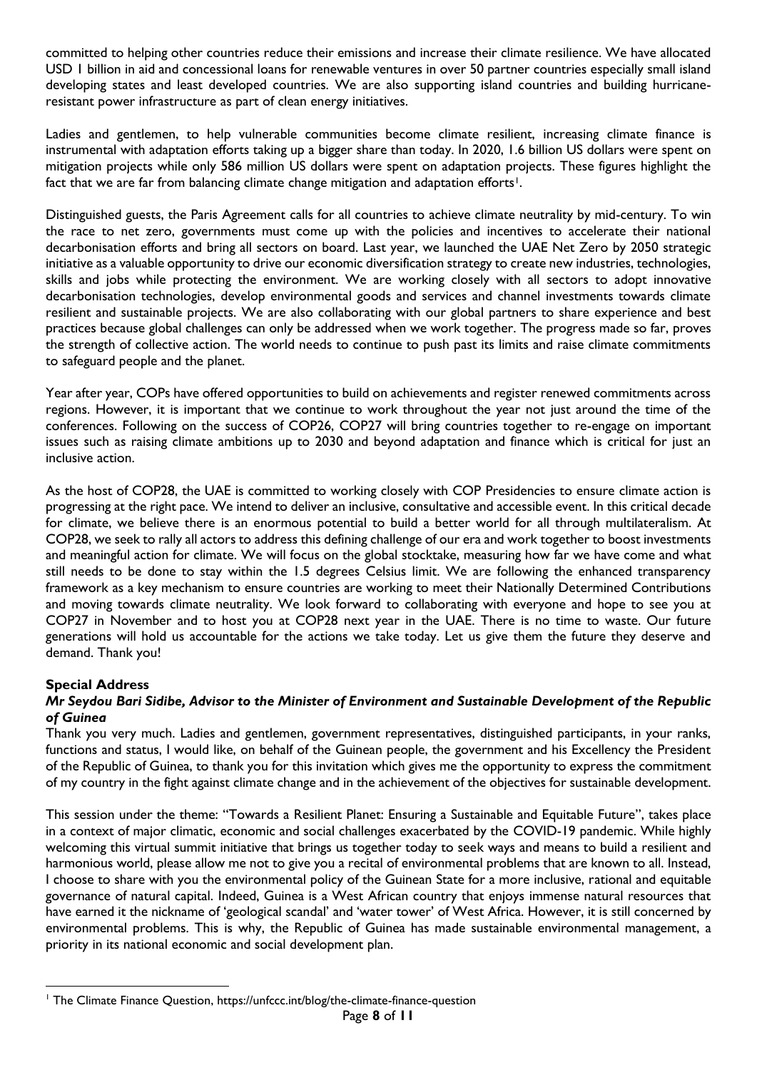committed to helping other countries reduce their emissions and increase their climate resilience. We have allocated USD 1 billion in aid and concessional loans for renewable ventures in over 50 partner countries especially small island developing states and least developed countries. We are also supporting island countries and building hurricane-resistant power infrastructure as part of clean energy initiatives.

Ladies and gentlemen, to help vulnerable communities become climate resilient, increasing climate finance is instrumental with adaptation efforts taking up a bigger share than today. In 2020, 1.6 billion US dollars were spent on mitigation projects while only 586 million US dollars were spent on adaptation projects. These figures highlight the fact that we are far from balancing climate change mitigation and adaptation efforts[1].

Distinguished guests, the Paris Agreement calls for all countries to achieve climate neutrality by mid-century. To win the race to net zero, governments must come up with the policies and incentives to accelerate their national decarbonisation efforts and bring all sectors on board. Last year, we launched the UAE Net Zero by 2050 strategic initiative as a valuable opportunity to drive our economic diversification strategy to create new industries, technologies, skills and jobs while protecting the environment. We are working closely with all sectors to adopt innovative decarbonisation technologies, develop environmental goods and services and channel investments towards climate resilient and sustainable projects. We are also collaborating with our global partners to share experience and best practices because global challenges can only be addressed when we work together. The progress made so far, proves the strength of collective action. The world needs to continue to push past its limits and raise climate commitments to safeguard people and the planet.

Year after year, COPs have offered opportunities to build on achievements and register renewed commitments across regions. However, it is important that we continue to work throughout the year not just around the time of the conferences. Following on the success of COP26, COP27 will bring countries together to re-engage on important issues such as raising climate ambitions up to 2030 and beyond adaptation and finance which is critical for just an inclusive action.

As the host of COP28, the UAE is committed to working closely with COP Presidencies to ensure climate action is progressing at the right pace. We intend to deliver an inclusive, consultative and accessible event. In this critical decade for climate, we believe there is an enormous potential to build a better world for all through multilateralism. At COP28, we seek to rally all actors to address this defining challenge of our era and work together to boost investments and meaningful action for climate. We will focus on the global stocktake, measuring how far we have come and what still needs to be done to stay within the 1.5 degrees Celsius limit. We are following the enhanced transparency framework as a key mechanism to ensure countries are working to meet their Nationally Determined Contributions and moving towards climate neutrality. We look forward to collaborating with everyone and hope to see you at COP27 in November and to host you at COP28 next year in the UAE. There is no time to waste. Our future generations will hold us accountable for the actions we take today. Let us give them the future they deserve and demand. Thank you!

**Special Address**

***Mr Seydou Bari Sidibe, Advisor to the Minister of Environment and Sustainable Development of the Republic of Guinea***

Thank you very much. Ladies and gentlemen, government representatives, distinguished participants, in your ranks, functions and status, I would like, on behalf of the Guinean people, the government and his Excellency the President of the Republic of Guinea, to thank you for this invitation which gives me the opportunity to express the commitment of my country in the fight against climate change and in the achievement of the objectives for sustainable development.

This session under the theme: "Towards a Resilient Planet: Ensuring a Sustainable and Equitable Future", takes place in a context of major climatic, economic and social challenges exacerbated by the COVID-19 pandemic. While highly welcoming this virtual summit initiative that brings us together today to seek ways and means to build a resilient and harmonious world, please allow me not to give you a recital of environmental problems that are known to all. Instead, I choose to share with you the environmental policy of the Guinean State for a more inclusive, rational and equitable governance of natural capital. Indeed, Guinea is a West African country that enjoys immense natural resources that have earned it the nickname of 'geological scandal' and 'water tower' of West Africa. However, it is still concerned by environmental problems. This is why, the Republic of Guinea has made sustainable environmental management, a priority in its national economic and social development plan.

[1] The Climate Finance Question, https://unfccc.int/blog/the-climate-finance-question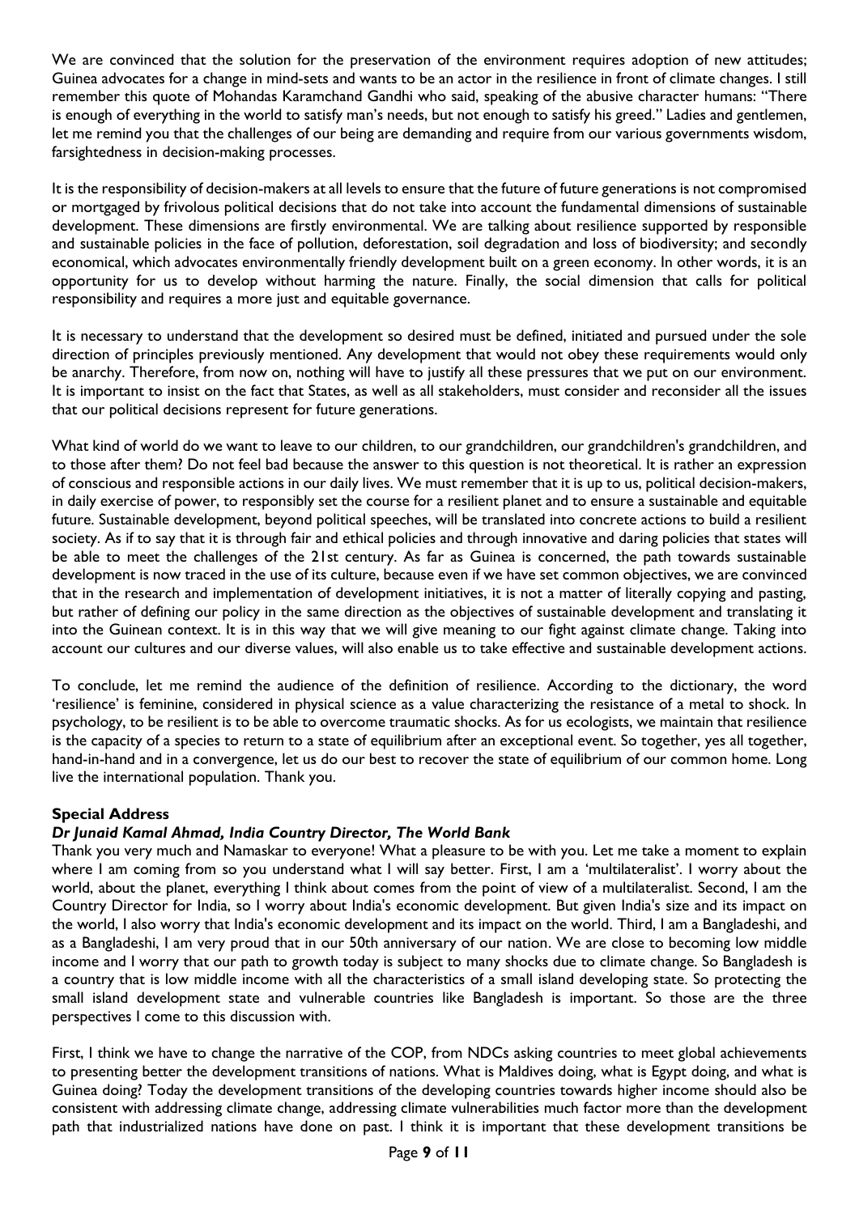We are convinced that the solution for the preservation of the environment requires adoption of new attitudes; Guinea advocates for a change in mind-sets and wants to be an actor in the resilience in front of climate changes. I still remember this quote of Mohandas Karamchand Gandhi who said, speaking of the abusive character humans: "There is enough of everything in the world to satisfy man's needs, but not enough to satisfy his greed." Ladies and gentlemen, let me remind you that the challenges of our being are demanding and require from our various governments wisdom, farsightedness in decision-making processes.

It is the responsibility of decision-makers at all levels to ensure that the future of future generations is not compromised or mortgaged by frivolous political decisions that do not take into account the fundamental dimensions of sustainable development. These dimensions are firstly environmental. We are talking about resilience supported by responsible and sustainable policies in the face of pollution, deforestation, soil degradation and loss of biodiversity; and secondly economical, which advocates environmentally friendly development built on a green economy. In other words, it is an opportunity for us to develop without harming the nature. Finally, the social dimension that calls for political responsibility and requires a more just and equitable governance.

It is necessary to understand that the development so desired must be defined, initiated and pursued under the sole direction of principles previously mentioned. Any development that would not obey these requirements would only be anarchy. Therefore, from now on, nothing will have to justify all these pressures that we put on our environment. It is important to insist on the fact that States, as well as all stakeholders, must consider and reconsider all the issues that our political decisions represent for future generations.

What kind of world do we want to leave to our children, to our grandchildren, our grandchildren's grandchildren, and to those after them? Do not feel bad because the answer to this question is not theoretical. It is rather an expression of conscious and responsible actions in our daily lives. We must remember that it is up to us, political decision-makers, in daily exercise of power, to responsibly set the course for a resilient planet and to ensure a sustainable and equitable future. Sustainable development, beyond political speeches, will be translated into concrete actions to build a resilient society. As if to say that it is through fair and ethical policies and through innovative and daring policies that states will be able to meet the challenges of the 21st century. As far as Guinea is concerned, the path towards sustainable development is now traced in the use of its culture, because even if we have set common objectives, we are convinced that in the research and implementation of development initiatives, it is not a matter of literally copying and pasting, but rather of defining our policy in the same direction as the objectives of sustainable development and translating it into the Guinean context. It is in this way that we will give meaning to our fight against climate change. Taking into account our cultures and our diverse values, will also enable us to take effective and sustainable development actions.

To conclude, let me remind the audience of the definition of resilience. According to the dictionary, the word 'resilience' is feminine, considered in physical science as a value characterizing the resistance of a metal to shock. In psychology, to be resilient is to be able to overcome traumatic shocks. As for us ecologists, we maintain that resilience is the capacity of a species to return to a state of equilibrium after an exceptional event. So together, yes all together, hand-in-hand and in a convergence, let us do our best to recover the state of equilibrium of our common home. Long live the international population. Thank you.

**Special Address**

***Dr Junaid Kamal Ahmad, India Country Director, The World Bank***

Thank you very much and Namaskar to everyone! What a pleasure to be with you. Let me take a moment to explain where I am coming from so you understand what I will say better. First, I am a 'multilateralist'. I worry about the world, about the planet, everything I think about comes from the point of view of a multilateralist. Second, I am the Country Director for India, so I worry about India's economic development. But given India's size and its impact on the world, I also worry that India's economic development and its impact on the world. Third, I am a Bangladeshi, and as a Bangladeshi, I am very proud that in our 50th anniversary of our nation. We are close to becoming low middle income and I worry that our path to growth today is subject to many shocks due to climate change. So Bangladesh is a country that is low middle income with all the characteristics of a small island developing state. So protecting the small island development state and vulnerable countries like Bangladesh is important. So those are the three perspectives I come to this discussion with.

First, I think we have to change the narrative of the COP, from NDCs asking countries to meet global achievements to presenting better the development transitions of nations. What is Maldives doing, what is Egypt doing, and what is Guinea doing? Today the development transitions of the developing countries towards higher income should also be consistent with addressing climate change, addressing climate vulnerabilities much factor more than the development path that industrialized nations have done on past. I think it is important that these development transitions be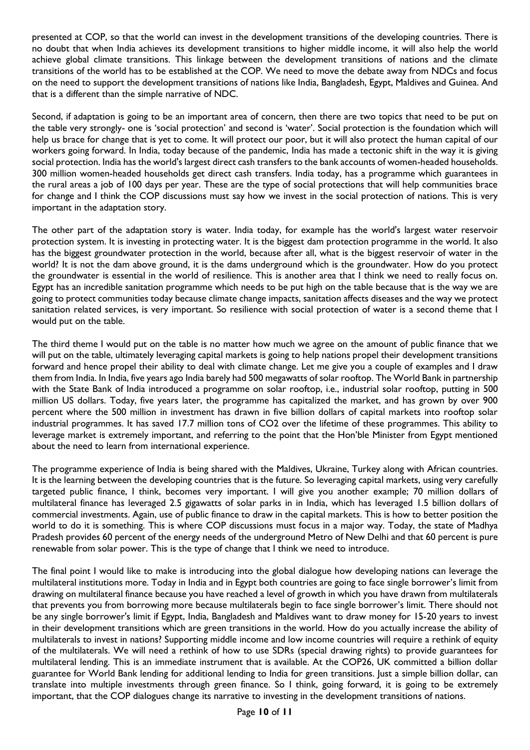presented at COP, so that the world can invest in the development transitions of the developing countries. There is no doubt that when India achieves its development transitions to higher middle income, it will also help the world achieve global climate transitions. This linkage between the development transitions of nations and the climate transitions of the world has to be established at the COP. We need to move the debate away from NDCs and focus on the need to support the development transitions of nations like India, Bangladesh, Egypt, Maldives and Guinea. And that is a different than the simple narrative of NDC.

Second, if adaptation is going to be an important area of concern, then there are two topics that need to be put on the table very strongly- one is 'social protection' and second is 'water'. Social protection is the foundation which will help us brace for change that is yet to come. It will protect our poor, but it will also protect the human capital of our workers going forward. In India, today because of the pandemic, India has made a tectonic shift in the way it is giving social protection. India has the world's largest direct cash transfers to the bank accounts of women-headed households. 300 million women-headed households get direct cash transfers. India today, has a programme which guarantees in the rural areas a job of 100 days per year. These are the type of social protections that will help communities brace for change and I think the COP discussions must say how we invest in the social protection of nations. This is very important in the adaptation story.

The other part of the adaptation story is water. India today, for example has the world's largest water reservoir protection system. It is investing in protecting water. It is the biggest dam protection programme in the world. It also has the biggest groundwater protection in the world, because after all, what is the biggest reservoir of water in the world? It is not the dam above ground, it is the dams underground which is the groundwater. How do you protect the groundwater is essential in the world of resilience. This is another area that I think we need to really focus on. Egypt has an incredible sanitation programme which needs to be put high on the table because that is the way we are going to protect communities today because climate change impacts, sanitation affects diseases and the way we protect sanitation related services, is very important. So resilience with social protection of water is a second theme that I would put on the table.

The third theme I would put on the table is no matter how much we agree on the amount of public finance that we will put on the table, ultimately leveraging capital markets is going to help nations propel their development transitions forward and hence propel their ability to deal with climate change. Let me give you a couple of examples and I draw them from India. In India, five years ago India barely had 500 megawatts of solar rooftop. The World Bank in partnership with the State Bank of India introduced a programme on solar rooftop, i.e., industrial solar rooftop, putting in 500 million US dollars. Today, five years later, the programme has capitalized the market, and has grown by over 900 percent where the 500 million in investment has drawn in five billion dollars of capital markets into rooftop solar industrial programmes. It has saved 17.7 million tons of $CO_2$ over the lifetime of these programmes. This ability to leverage market is extremely important, and referring to the point that the Hon'ble Minister from Egypt mentioned about the need to learn from international experience.

The programme experience of India is being shared with the Maldives, Ukraine, Turkey along with African countries. It is the learning between the developing countries that is the future. So leveraging capital markets, using very carefully targeted public finance, I think, becomes very important. I will give you another example; 70 million dollars of multilateral finance has leveraged 2.5 gigawatts of solar parks in in India, which has leveraged 1.5 billion dollars of commercial investments. Again, use of public finance to draw in the capital markets. This is how to better position the world to do it is something. This is where COP discussions must focus in a major way. Today, the state of Madhya Pradesh provides 60 percent of the energy needs of the underground Metro of New Delhi and that 60 percent is pure renewable from solar power. This is the type of change that I think we need to introduce.

The final point I would like to make is introducing into the global dialogue how developing nations can leverage the multilateral institutions more. Today in India and in Egypt both countries are going to face single borrower's limit from drawing on multilateral finance because you have reached a level of growth in which you have drawn from multilaterals that prevents you from borrowing more because multilaterals begin to face single borrower's limit. There should not be any single borrower's limit if Egypt, India, Bangladesh and Maldives want to draw money for 15-20 years to invest in their development transitions which are green transitions in the world. How do you actually increase the ability of multilaterals to invest in nations? Supporting middle income and low income countries will require a rethink of equity of the multilaterals. We will need a rethink of how to use SDRs (special drawing rights) to provide guarantees for multilateral lending. This is an immediate instrument that is available. At the COP26, UK committed a billion dollar guarantee for World Bank lending for additional lending to India for green transitions. Just a simple billion dollar, can translate into multiple investments through green finance. So I think, going forward, it is going to be extremely important, that the COP dialogues change its narrative to investing in the development transitions of nations.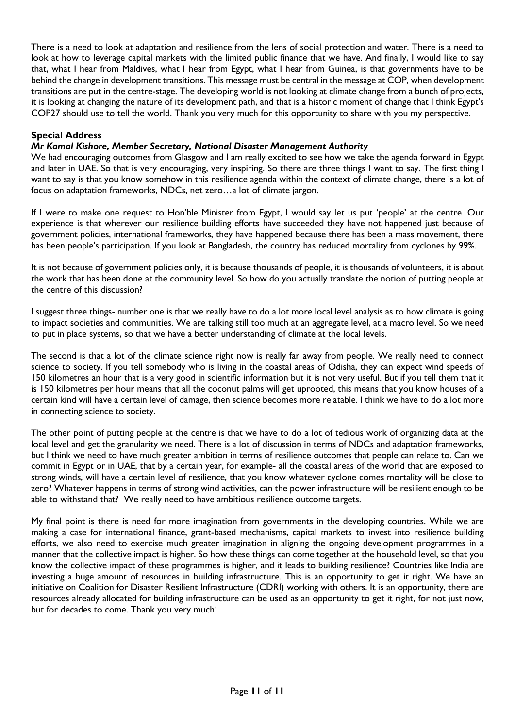There is a need to look at adaptation and resilience from the lens of social protection and water. There is a need to look at how to leverage capital markets with the limited public finance that we have. And finally, I would like to say that, what I hear from Maldives, what I hear from Egypt, what I hear from Guinea, is that governments have to be behind the change in development transitions. This message must be central in the message at COP, when development transitions are put in the centre-stage. The developing world is not looking at climate change from a bunch of projects, it is looking at changing the nature of its development path, and that is a historic moment of change that I think Egypt's COP27 should use to tell the world. Thank you very much for this opportunity to share with you my perspective.

**Special Address**

***Mr Kamal Kishore, Member Secretary, National Disaster Management Authority***

We had encouraging outcomes from Glasgow and I am really excited to see how we take the agenda forward in Egypt and later in UAE. So that is very encouraging, very inspiring. So there are three things I want to say. The first thing I want to say is that you know somehow in this resilience agenda within the context of climate change, there is a lot of focus on adaptation frameworks, NDCs, net zero…a lot of climate jargon.

If I were to make one request to Hon'ble Minister from Egypt, I would say let us put 'people' at the centre. Our experience is that wherever our resilience building efforts have succeeded they have not happened just because of government policies, international frameworks, they have happened because there has been a mass movement, there has been people's participation. If you look at Bangladesh, the country has reduced mortality from cyclones by 99%.

It is not because of government policies only, it is because thousands of people, it is thousands of volunteers, it is about the work that has been done at the community level. So how do you actually translate the notion of putting people at the centre of this discussion?

I suggest three things- number one is that we really have to do a lot more local level analysis as to how climate is going to impact societies and communities. We are talking still too much at an aggregate level, at a macro level. So we need to put in place systems, so that we have a better understanding of climate at the local levels.

The second is that a lot of the climate science right now is really far away from people. We really need to connect science to society. If you tell somebody who is living in the coastal areas of Odisha, they can expect wind speeds of 150 kilometres an hour that is a very good in scientific information but it is not very useful. But if you tell them that it is 150 kilometres per hour means that all the coconut palms will get uprooted, this means that you know houses of a certain kind will have a certain level of damage, then science becomes more relatable. I think we have to do a lot more in connecting science to society.

The other point of putting people at the centre is that we have to do a lot of tedious work of organizing data at the local level and get the granularity we need. There is a lot of discussion in terms of NDCs and adaptation frameworks, but I think we need to have much greater ambition in terms of resilience outcomes that people can relate to. Can we commit in Egypt or in UAE, that by a certain year, for example- all the coastal areas of the world that are exposed to strong winds, will have a certain level of resilience, that you know whatever cyclone comes mortality will be close to zero? Whatever happens in terms of strong wind activities, can the power infrastructure will be resilient enough to be able to withstand that? We really need to have ambitious resilience outcome targets.

My final point is there is need for more imagination from governments in the developing countries. While we are making a case for international finance, grant-based mechanisms, capital markets to invest into resilience building efforts, we also need to exercise much greater imagination in aligning the ongoing development programmes in a manner that the collective impact is higher. So how these things can come together at the household level, so that you know the collective impact of these programmes is higher, and it leads to building resilience? Countries like India are investing a huge amount of resources in building infrastructure. This is an opportunity to get it right. We have an initiative on Coalition for Disaster Resilient Infrastructure (CDRI) working with others. It is an opportunity, there are resources already allocated for building infrastructure can be used as an opportunity to get it right, for not just now, but for decades to come. Thank you very much!